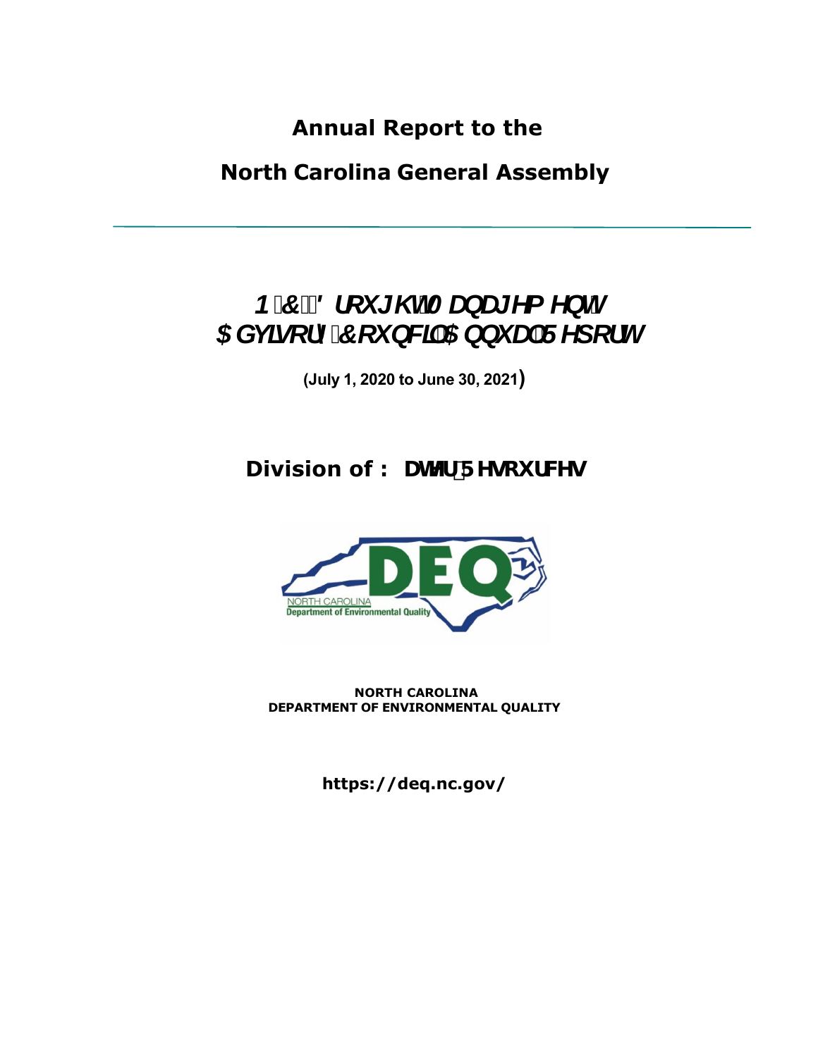# Annual Report to the

# North Carolina General Assembly

---

## N.C. Drought Management Advisory Council Annual Report

**(July 1, 2020 to June 30, 2021)**

## Division of : Water Resources

**NORTH CAROLINA**
**DEPARTMENT OF ENVIRONMENTAL QUALITY**

**https://deq.nc.gov/**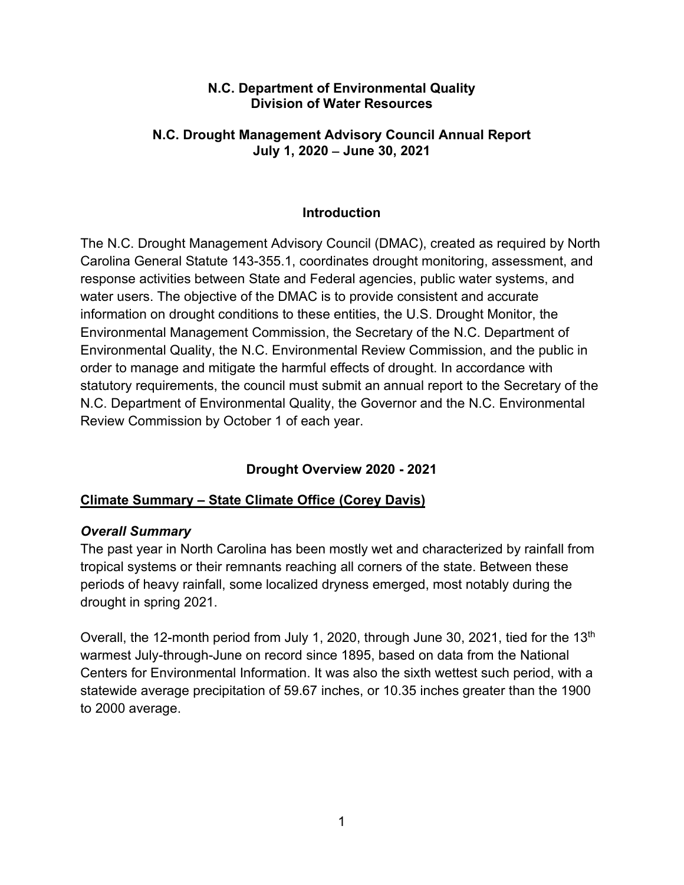**N.C. Department of Environmental Quality**
**Division of Water Resources**

**N.C. Drought Management Advisory Council Annual Report**
**July 1, 2020 – June 30, 2021**

## Introduction

The N.C. Drought Management Advisory Council (DMAC), created as required by North Carolina General Statute 143-355.1, coordinates drought monitoring, assessment, and response activities between State and Federal agencies, public water systems, and water users. The objective of the DMAC is to provide consistent and accurate information on drought conditions to these entities, the U.S. Drought Monitor, the Environmental Management Commission, the Secretary of the N.C. Department of Environmental Quality, the N.C. Environmental Review Commission, and the public in order to manage and mitigate the harmful effects of drought. In accordance with statutory requirements, the council must submit an annual report to the Secretary of the N.C. Department of Environmental Quality, the Governor and the N.C. Environmental Review Commission by October 1 of each year.

## Drought Overview 2020 - 2021

### Climate Summary – State Climate Office (Corey Davis)

#### *Overall Summary*

The past year in North Carolina has been mostly wet and characterized by rainfall from tropical systems or their remnants reaching all corners of the state. Between these periods of heavy rainfall, some localized dryness emerged, most notably during the drought in spring 2021.

Overall, the 12-month period from July 1, 2020, through June 30, 2021, tied for the 13th warmest July-through-June on record since 1895, based on data from the National Centers for Environmental Information. It was also the sixth wettest such period, with a statewide average precipitation of 59.67 inches, or 10.35 inches greater than the 1900 to 2000 average.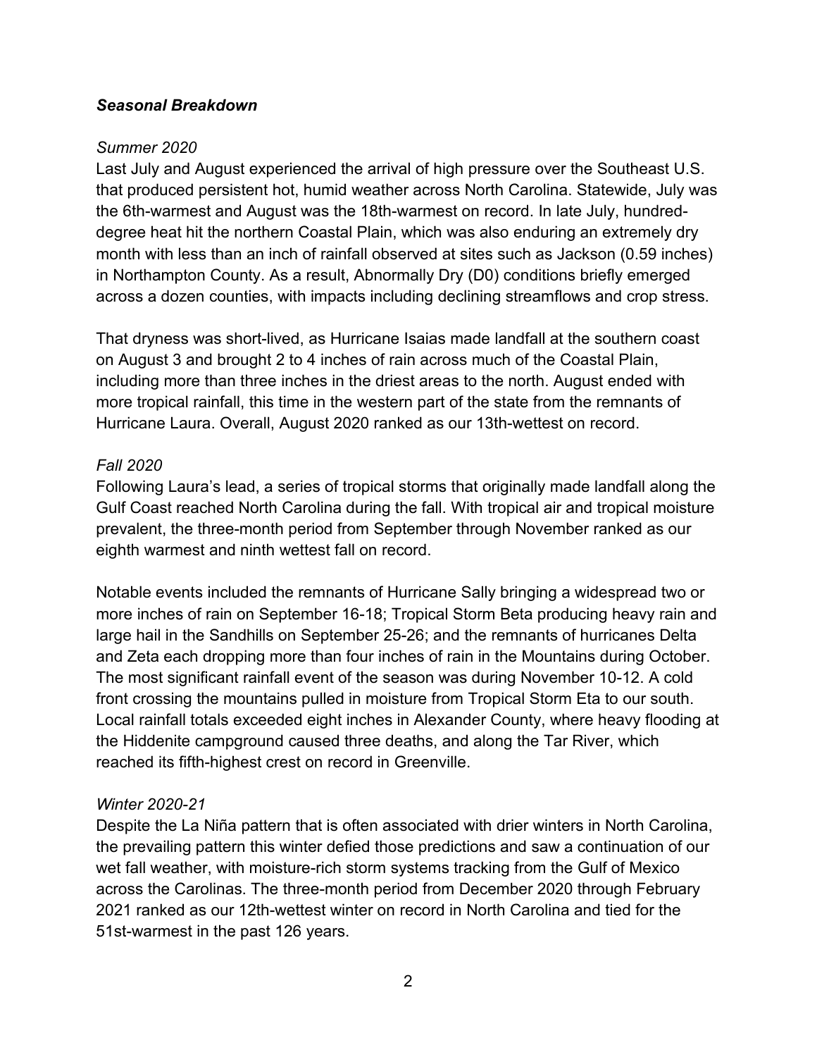### ***Seasonal Breakdown***

*Summer 2020*

Last July and August experienced the arrival of high pressure over the Southeast U.S. that produced persistent hot, humid weather across North Carolina. Statewide, July was the 6th-warmest and August was the 18th-warmest on record. In late July, hundred-degree heat hit the northern Coastal Plain, which was also enduring an extremely dry month with less than an inch of rainfall observed at sites such as Jackson (0.59 inches) in Northampton County. As a result, Abnormally Dry (D0) conditions briefly emerged across a dozen counties, with impacts including declining streamflows and crop stress.

That dryness was short-lived, as Hurricane Isaias made landfall at the southern coast on August 3 and brought 2 to 4 inches of rain across much of the Coastal Plain, including more than three inches in the driest areas to the north. August ended with more tropical rainfall, this time in the western part of the state from the remnants of Hurricane Laura. Overall, August 2020 ranked as our 13th-wettest on record.

*Fall 2020*

Following Laura's lead, a series of tropical storms that originally made landfall along the Gulf Coast reached North Carolina during the fall. With tropical air and tropical moisture prevalent, the three-month period from September through November ranked as our eighth warmest and ninth wettest fall on record.

Notable events included the remnants of Hurricane Sally bringing a widespread two or more inches of rain on September 16-18; Tropical Storm Beta producing heavy rain and large hail in the Sandhills on September 25-26; and the remnants of hurricanes Delta and Zeta each dropping more than four inches of rain in the Mountains during October. The most significant rainfall event of the season was during November 10-12. A cold front crossing the mountains pulled in moisture from Tropical Storm Eta to our south. Local rainfall totals exceeded eight inches in Alexander County, where heavy flooding at the Hiddenite campground caused three deaths, and along the Tar River, which reached its fifth-highest crest on record in Greenville.

*Winter 2020-21*

Despite the La Niña pattern that is often associated with drier winters in North Carolina, the prevailing pattern this winter defied those predictions and saw a continuation of our wet fall weather, with moisture-rich storm systems tracking from the Gulf of Mexico across the Carolinas. The three-month period from December 2020 through February 2021 ranked as our 12th-wettest winter on record in North Carolina and tied for the 51st-warmest in the past 126 years.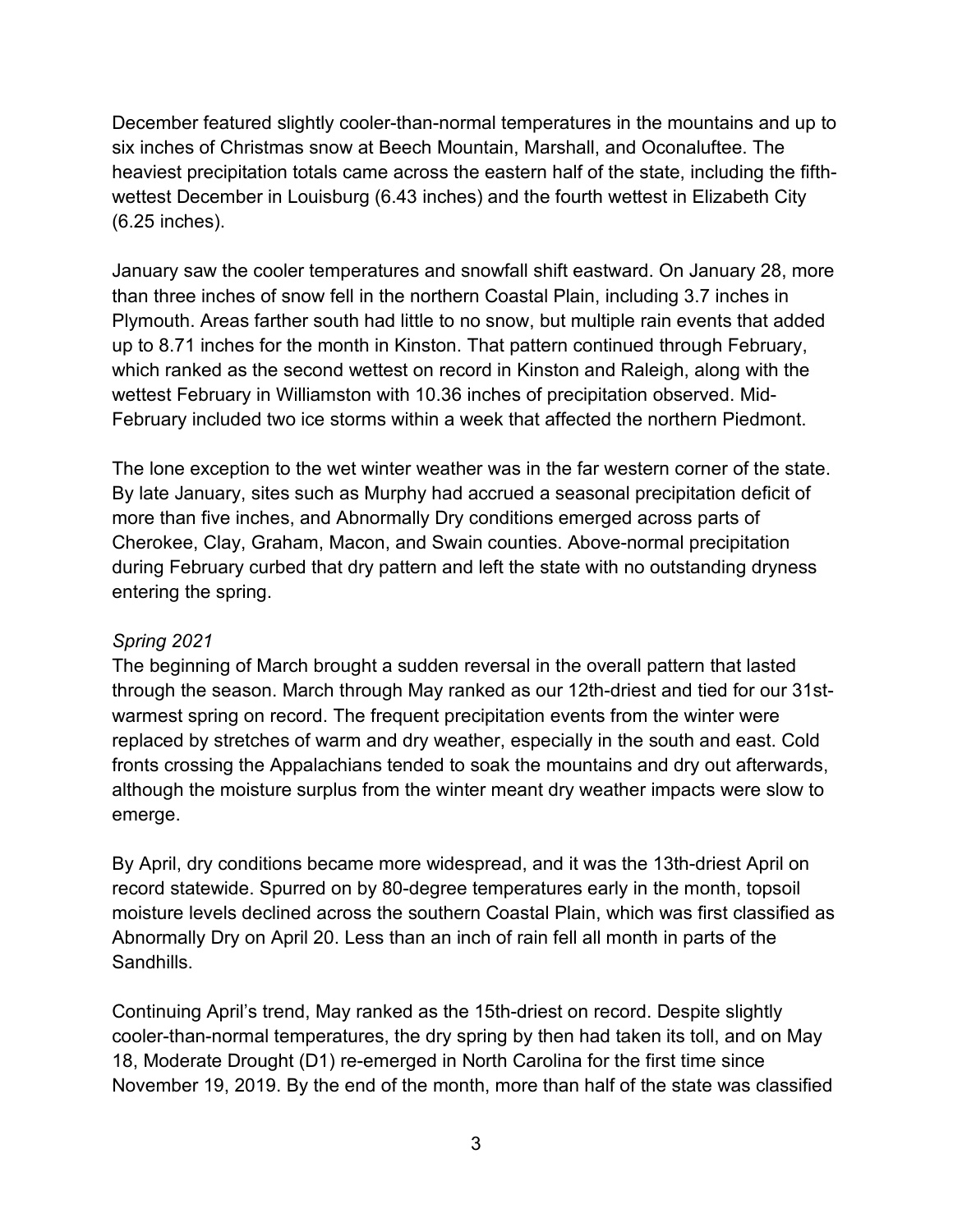December featured slightly cooler-than-normal temperatures in the mountains and up to six inches of Christmas snow at Beech Mountain, Marshall, and Oconaluftee. The heaviest precipitation totals came across the eastern half of the state, including the fifth-wettest December in Louisburg (6.43 inches) and the fourth wettest in Elizabeth City (6.25 inches).

January saw the cooler temperatures and snowfall shift eastward. On January 28, more than three inches of snow fell in the northern Coastal Plain, including 3.7 inches in Plymouth. Areas farther south had little to no snow, but multiple rain events that added up to 8.71 inches for the month in Kinston. That pattern continued through February, which ranked as the second wettest on record in Kinston and Raleigh, along with the wettest February in Williamston with 10.36 inches of precipitation observed. Mid-February included two ice storms within a week that affected the northern Piedmont.

The lone exception to the wet winter weather was in the far western corner of the state. By late January, sites such as Murphy had accrued a seasonal precipitation deficit of more than five inches, and Abnormally Dry conditions emerged across parts of Cherokee, Clay, Graham, Macon, and Swain counties. Above-normal precipitation during February curbed that dry pattern and left the state with no outstanding dryness entering the spring.

*Spring 2021*

The beginning of March brought a sudden reversal in the overall pattern that lasted through the season. March through May ranked as our 12th-driest and tied for our 31st-warmest spring on record. The frequent precipitation events from the winter were replaced by stretches of warm and dry weather, especially in the south and east. Cold fronts crossing the Appalachians tended to soak the mountains and dry out afterwards, although the moisture surplus from the winter meant dry weather impacts were slow to emerge.

By April, dry conditions became more widespread, and it was the 13th-driest April on record statewide. Spurred on by 80-degree temperatures early in the month, topsoil moisture levels declined across the southern Coastal Plain, which was first classified as Abnormally Dry on April 20. Less than an inch of rain fell all month in parts of the Sandhills.

Continuing April's trend, May ranked as the 15th-driest on record. Despite slightly cooler-than-normal temperatures, the dry spring by then had taken its toll, and on May 18, Moderate Drought (D1) re-emerged in North Carolina for the first time since November 19, 2019. By the end of the month, more than half of the state was classified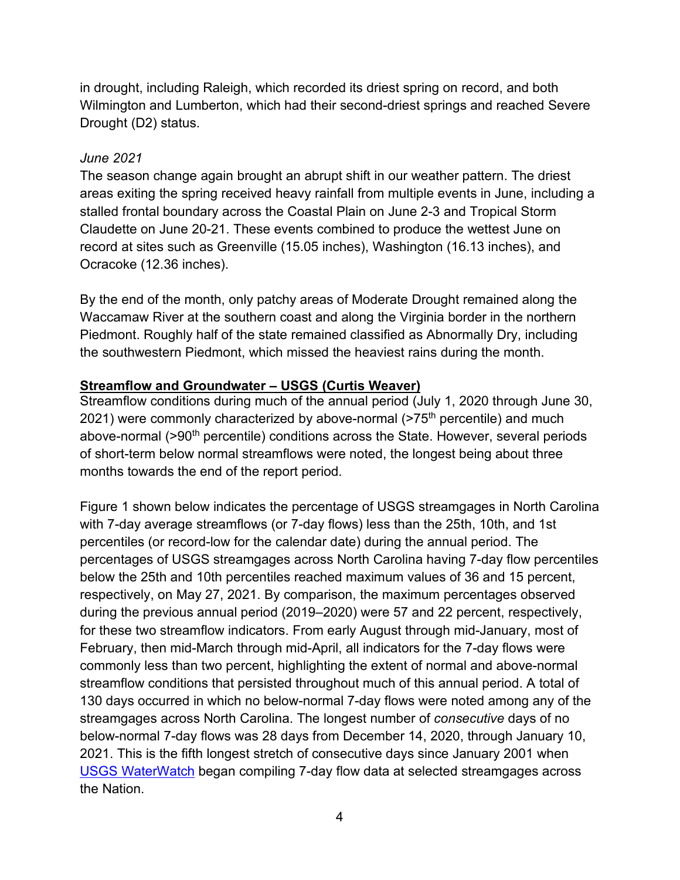in drought, including Raleigh, which recorded its driest spring on record, and both Wilmington and Lumberton, which had their second-driest springs and reached Severe Drought (D2) status.

*June 2021*

The season change again brought an abrupt shift in our weather pattern. The driest areas exiting the spring received heavy rainfall from multiple events in June, including a stalled frontal boundary across the Coastal Plain on June 2-3 and Tropical Storm Claudette on June 20-21. These events combined to produce the wettest June on record at sites such as Greenville (15.05 inches), Washington (16.13 inches), and Ocracoke (12.36 inches).

By the end of the month, only patchy areas of Moderate Drought remained along the Waccamaw River at the southern coast and along the Virginia border in the northern Piedmont. Roughly half of the state remained classified as Abnormally Dry, including the southwestern Piedmont, which missed the heaviest rains during the month.

**Streamflow and Groundwater – USGS (Curtis Weaver)**

Streamflow conditions during much of the annual period (July 1, 2020 through June 30, 2021) were commonly characterized by above-normal (>75th percentile) and much above-normal (>90th percentile) conditions across the State. However, several periods of short-term below normal streamflows were noted, the longest being about three months towards the end of the report period.

Figure 1 shown below indicates the percentage of USGS streamgages in North Carolina with 7-day average streamflows (or 7-day flows) less than the 25th, 10th, and 1st percentiles (or record-low for the calendar date) during the annual period. The percentages of USGS streamgages across North Carolina having 7-day flow percentiles below the 25th and 10th percentiles reached maximum values of 36 and 15 percent, respectively, on May 27, 2021. By comparison, the maximum percentages observed during the previous annual period (2019–2020) were 57 and 22 percent, respectively, for these two streamflow indicators. From early August through mid-January, most of February, then mid-March through mid-April, all indicators for the 7-day flows were commonly less than two percent, highlighting the extent of normal and above-normal streamflow conditions that persisted throughout much of this annual period. A total of 130 days occurred in which no below-normal 7-day flows were noted among any of the streamgages across North Carolina. The longest number of *consecutive* days of no below-normal 7-day flows was 28 days from December 14, 2020, through January 10, 2021. This is the fifth longest stretch of consecutive days since January 2001 when USGS WaterWatch began compiling 7-day flow data at selected streamgages across the Nation.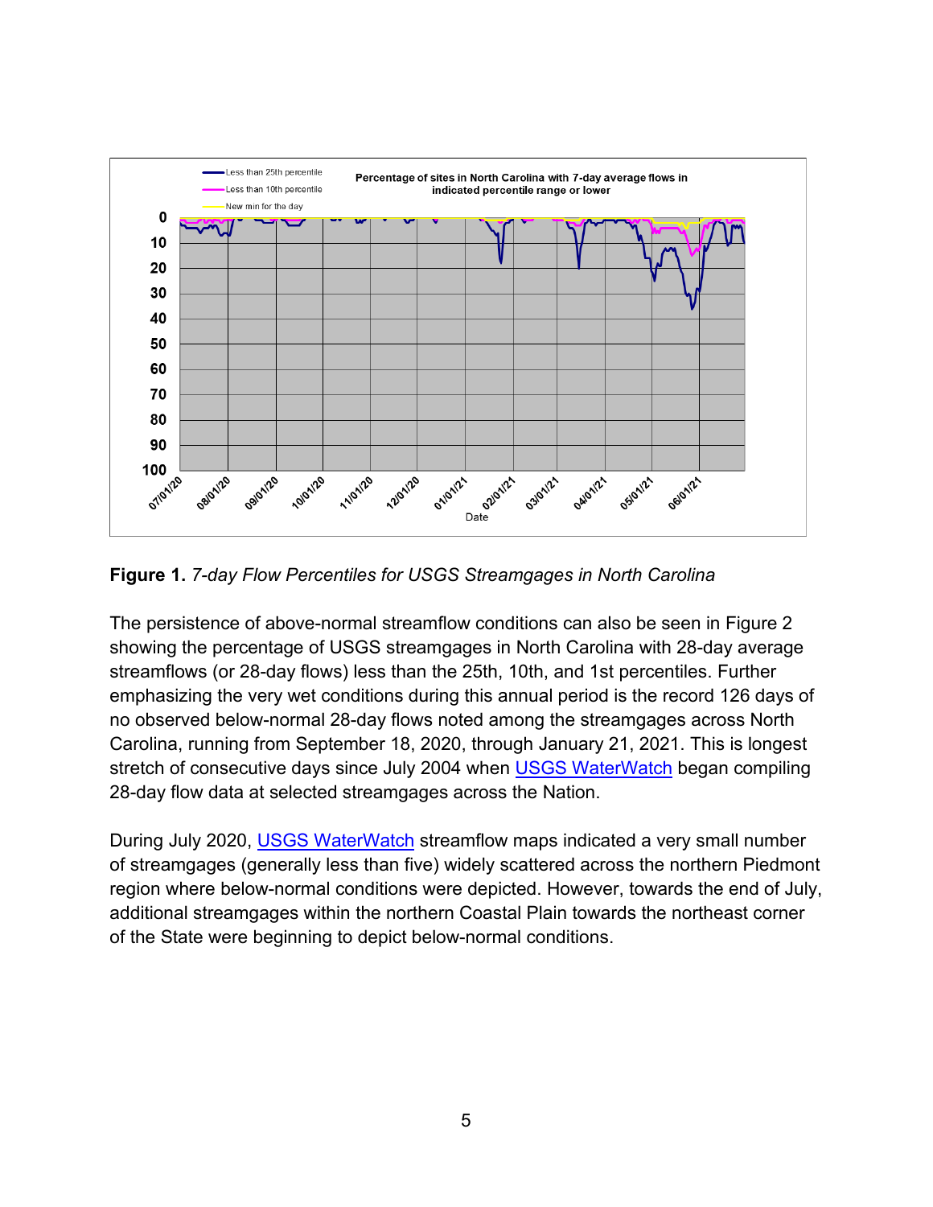**Figure 1.** *7-day Flow Percentiles for USGS Streamgages in North Carolina*

The persistence of above-normal streamflow conditions can also be seen in Figure 2 showing the percentage of USGS streamgages in North Carolina with 28-day average streamflows (or 28-day flows) less than the 25th, 10th, and 1st percentiles. Further emphasizing the very wet conditions during this annual period is the record 126 days of no observed below-normal 28-day flows noted among the streamgages across North Carolina, running from September 18, 2020, through January 21, 2021. This is longest stretch of consecutive days since July 2004 when [USGS WaterWatch](#) began compiling 28-day flow data at selected streamgages across the Nation.

During July 2020, [USGS WaterWatch](#) streamflow maps indicated a very small number of streamgages (generally less than five) widely scattered across the northern Piedmont region where below-normal conditions were depicted. However, towards the end of July, additional streamgages within the northern Coastal Plain towards the northeast corner of the State were beginning to depict below-normal conditions.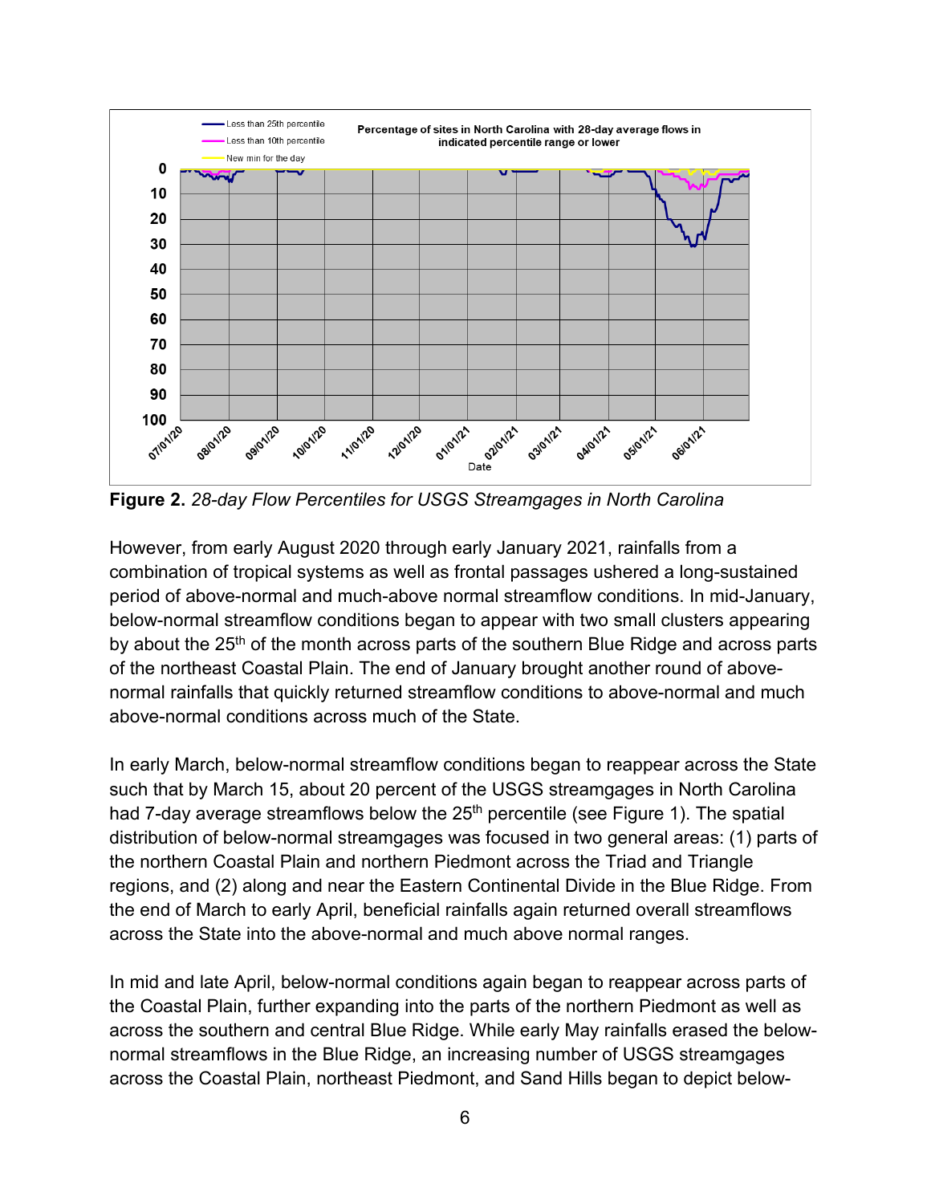**Figure 2.** *28-day Flow Percentiles for USGS Streamgages in North Carolina*

However, from early August 2020 through early January 2021, rainfalls from a combination of tropical systems as well as frontal passages ushered a long-sustained period of above-normal and much-above normal streamflow conditions. In mid-January, below-normal streamflow conditions began to appear with two small clusters appearing by about the 25th of the month across parts of the southern Blue Ridge and across parts of the northeast Coastal Plain. The end of January brought another round of above-normal rainfalls that quickly returned streamflow conditions to above-normal and much above-normal conditions across much of the State.

In early March, below-normal streamflow conditions began to reappear across the State such that by March 15, about 20 percent of the USGS streamgages in North Carolina had 7-day average streamflows below the 25th percentile (see Figure 1). The spatial distribution of below-normal streamgages was focused in two general areas: (1) parts of the northern Coastal Plain and northern Piedmont across the Triad and Triangle regions, and (2) along and near the Eastern Continental Divide in the Blue Ridge. From the end of March to early April, beneficial rainfalls again returned overall streamflows across the State into the above-normal and much above normal ranges.

In mid and late April, below-normal conditions again began to reappear across parts of the Coastal Plain, further expanding into the parts of the northern Piedmont as well as across the southern and central Blue Ridge. While early May rainfalls erased the below-normal streamflows in the Blue Ridge, an increasing number of USGS streamgages across the Coastal Plain, northeast Piedmont, and Sand Hills began to depict below-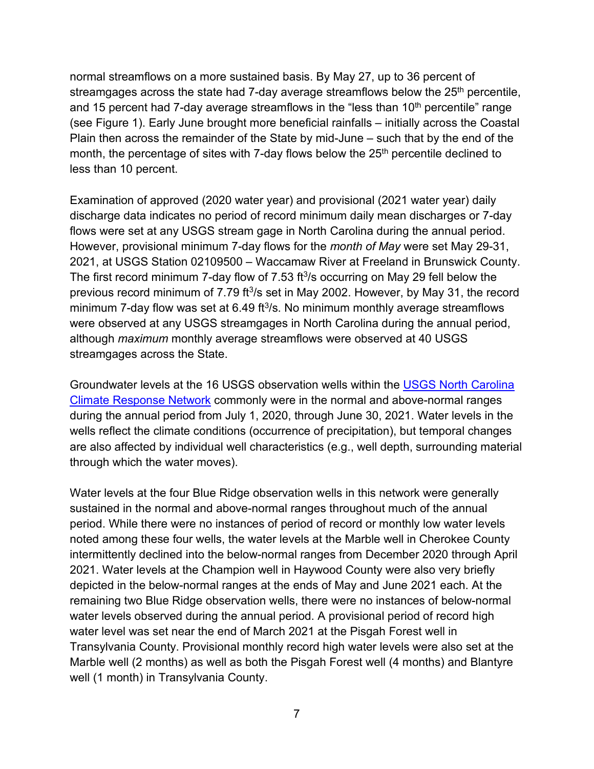normal streamflows on a more sustained basis. By May 27, up to 36 percent of streamgages across the state had 7-day average streamflows below the 25th percentile, and 15 percent had 7-day average streamflows in the "less than 10th percentile" range (see Figure 1). Early June brought more beneficial rainfalls – initially across the Coastal Plain then across the remainder of the State by mid-June – such that by the end of the month, the percentage of sites with 7-day flows below the 25th percentile declined to less than 10 percent.

Examination of approved (2020 water year) and provisional (2021 water year) daily discharge data indicates no period of record minimum daily mean discharges or 7-day flows were set at any USGS stream gage in North Carolina during the annual period. However, provisional minimum 7-day flows for the *month of May* were set May 29-31, 2021, at USGS Station 02109500 – Waccamaw River at Freeland in Brunswick County. The first record minimum 7-day flow of 7.53 $ft^3/s$ occurring on May 29 fell below the previous record minimum of 7.79 $ft^3/s$ set in May 2002. However, by May 31, the record minimum 7-day flow was set at 6.49 $ft^3/s$. No minimum monthly average streamflows were observed at any USGS streamgages in North Carolina during the annual period, although *maximum* monthly average streamflows were observed at 40 USGS streamgages across the State.

Groundwater levels at the 16 USGS observation wells within the [USGS North Carolina Climate Response Network]() commonly were in the normal and above-normal ranges during the annual period from July 1, 2020, through June 30, 2021. Water levels in the wells reflect the climate conditions (occurrence of precipitation), but temporal changes are also affected by individual well characteristics (e.g., well depth, surrounding material through which the water moves).

Water levels at the four Blue Ridge observation wells in this network were generally sustained in the normal and above-normal ranges throughout much of the annual period. While there were no instances of period of record or monthly low water levels noted among these four wells, the water levels at the Marble well in Cherokee County intermittently declined into the below-normal ranges from December 2020 through April 2021. Water levels at the Champion well in Haywood County were also very briefly depicted in the below-normal ranges at the ends of May and June 2021 each. At the remaining two Blue Ridge observation wells, there were no instances of below-normal water levels observed during the annual period. A provisional period of record high water level was set near the end of March 2021 at the Pisgah Forest well in Transylvania County. Provisional monthly record high water levels were also set at the Marble well (2 months) as well as both the Pisgah Forest well (4 months) and Blantyre well (1 month) in Transylvania County.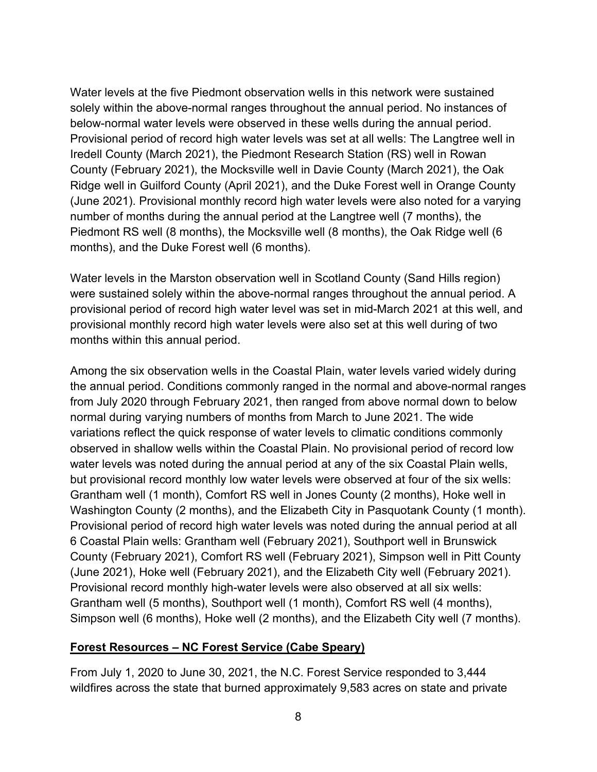Water levels at the five Piedmont observation wells in this network were sustained solely within the above-normal ranges throughout the annual period. No instances of below-normal water levels were observed in these wells during the annual period. Provisional period of record high water levels was set at all wells: The Langtree well in Iredell County (March 2021), the Piedmont Research Station (RS) well in Rowan County (February 2021), the Mocksville well in Davie County (March 2021), the Oak Ridge well in Guilford County (April 2021), and the Duke Forest well in Orange County (June 2021). Provisional monthly record high water levels were also noted for a varying number of months during the annual period at the Langtree well (7 months), the Piedmont RS well (8 months), the Mocksville well (8 months), the Oak Ridge well (6 months), and the Duke Forest well (6 months).

Water levels in the Marston observation well in Scotland County (Sand Hills region) were sustained solely within the above-normal ranges throughout the annual period. A provisional period of record high water level was set in mid-March 2021 at this well, and provisional monthly record high water levels were also set at this well during of two months within this annual period.

Among the six observation wells in the Coastal Plain, water levels varied widely during the annual period. Conditions commonly ranged in the normal and above-normal ranges from July 2020 through February 2021, then ranged from above normal down to below normal during varying numbers of months from March to June 2021. The wide variations reflect the quick response of water levels to climatic conditions commonly observed in shallow wells within the Coastal Plain. No provisional period of record low water levels was noted during the annual period at any of the six Coastal Plain wells, but provisional record monthly low water levels were observed at four of the six wells: Grantham well (1 month), Comfort RS well in Jones County (2 months), Hoke well in Washington County (2 months), and the Elizabeth City in Pasquotank County (1 month). Provisional period of record high water levels was noted during the annual period at all 6 Coastal Plain wells: Grantham well (February 2021), Southport well in Brunswick County (February 2021), Comfort RS well (February 2021), Simpson well in Pitt County (June 2021), Hoke well (February 2021), and the Elizabeth City well (February 2021). Provisional record monthly high-water levels were also observed at all six wells: Grantham well (5 months), Southport well (1 month), Comfort RS well (4 months), Simpson well (6 months), Hoke well (2 months), and the Elizabeth City well (7 months).

## Forest Resources – NC Forest Service (Cabe Speary)

From July 1, 2020 to June 30, 2021, the N.C. Forest Service responded to 3,444 wildfires across the state that burned approximately 9,583 acres on state and private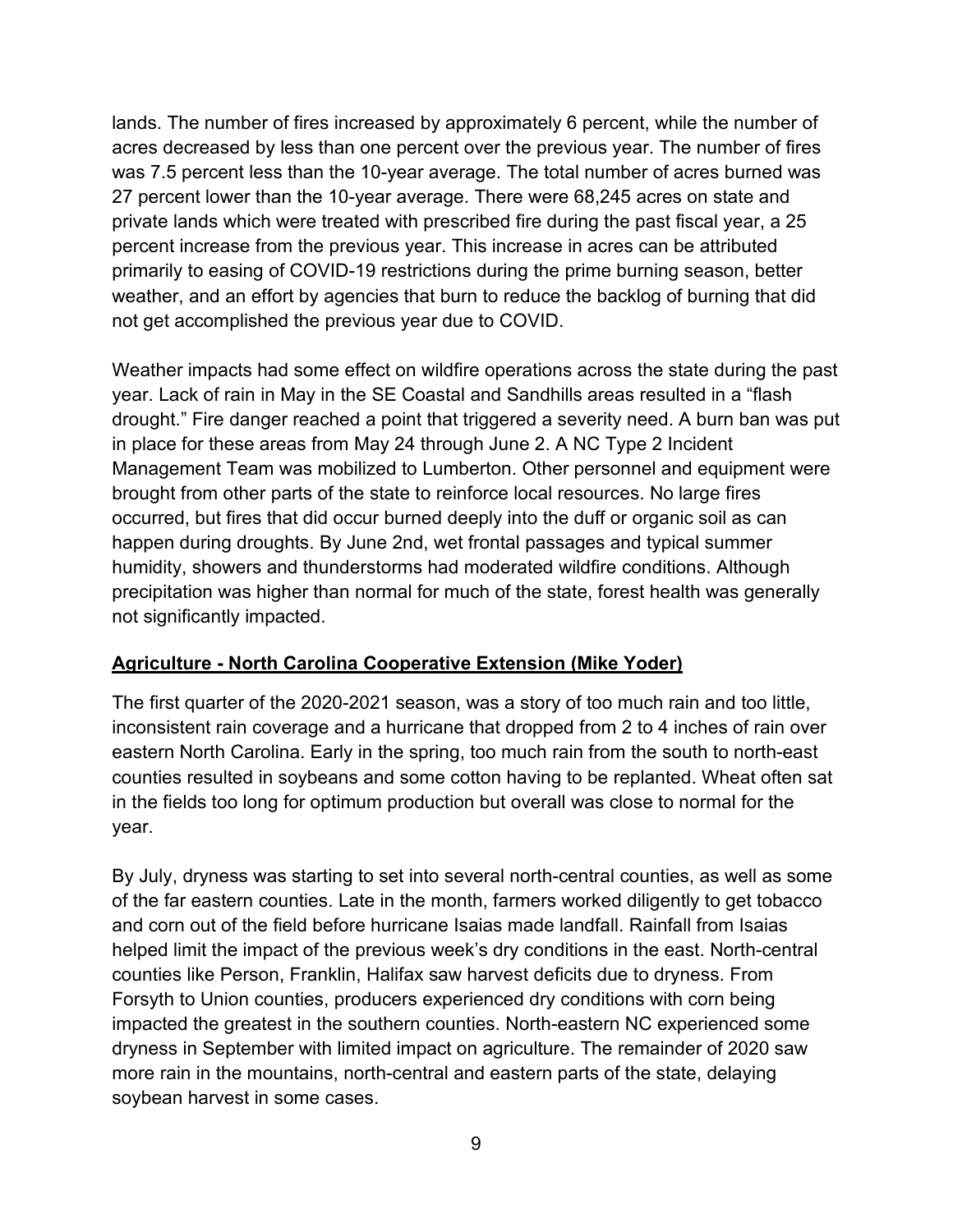lands. The number of fires increased by approximately 6 percent, while the number of acres decreased by less than one percent over the previous year. The number of fires was 7.5 percent less than the 10-year average. The total number of acres burned was 27 percent lower than the 10-year average. There were 68,245 acres on state and private lands which were treated with prescribed fire during the past fiscal year, a 25 percent increase from the previous year. This increase in acres can be attributed primarily to easing of COVID-19 restrictions during the prime burning season, better weather, and an effort by agencies that burn to reduce the backlog of burning that did not get accomplished the previous year due to COVID.

Weather impacts had some effect on wildfire operations across the state during the past year. Lack of rain in May in the SE Coastal and Sandhills areas resulted in a "flash drought." Fire danger reached a point that triggered a severity need. A burn ban was put in place for these areas from May 24 through June 2. A NC Type 2 Incident Management Team was mobilized to Lumberton. Other personnel and equipment were brought from other parts of the state to reinforce local resources. No large fires occurred, but fires that did occur burned deeply into the duff or organic soil as can happen during droughts. By June 2nd, wet frontal passages and typical summer humidity, showers and thunderstorms had moderated wildfire conditions. Although precipitation was higher than normal for much of the state, forest health was generally not significantly impacted.

**Agriculture - North Carolina Cooperative Extension (Mike Yoder)**

The first quarter of the 2020-2021 season, was a story of too much rain and too little, inconsistent rain coverage and a hurricane that dropped from 2 to 4 inches of rain over eastern North Carolina. Early in the spring, too much rain from the south to north-east counties resulted in soybeans and some cotton having to be replanted. Wheat often sat in the fields too long for optimum production but overall was close to normal for the year.

By July, dryness was starting to set into several north-central counties, as well as some of the far eastern counties. Late in the month, farmers worked diligently to get tobacco and corn out of the field before hurricane Isaias made landfall. Rainfall from Isaias helped limit the impact of the previous week's dry conditions in the east. North-central counties like Person, Franklin, Halifax saw harvest deficits due to dryness. From Forsyth to Union counties, producers experienced dry conditions with corn being impacted the greatest in the southern counties. North-eastern NC experienced some dryness in September with limited impact on agriculture. The remainder of 2020 saw more rain in the mountains, north-central and eastern parts of the state, delaying soybean harvest in some cases.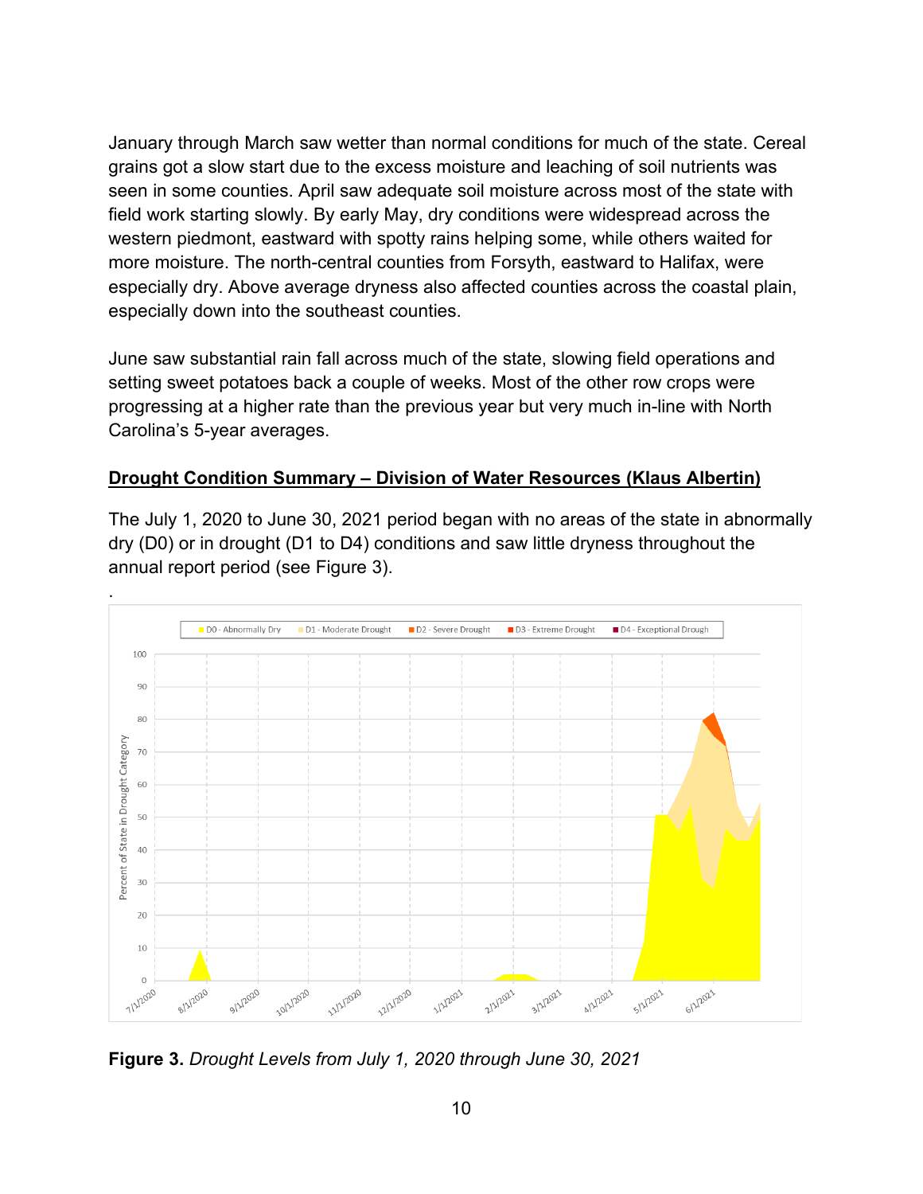January through March saw wetter than normal conditions for much of the state. Cereal grains got a slow start due to the excess moisture and leaching of soil nutrients was seen in some counties. April saw adequate soil moisture across most of the state with field work starting slowly. By early May, dry conditions were widespread across the western piedmont, eastward with spotty rains helping some, while others waited for more moisture. The north-central counties from Forsyth, eastward to Halifax, were especially dry. Above average dryness also affected counties across the coastal plain, especially down into the southeast counties.

June saw substantial rain fall across much of the state, slowing field operations and setting sweet potatoes back a couple of weeks. Most of the other row crops were progressing at a higher rate than the previous year but very much in-line with North Carolina's 5-year averages.

## Drought Condition Summary – Division of Water Resources (Klaus Albertin)

The July 1, 2020 to June 30, 2021 period began with no areas of the state in abnormally dry (D0) or in drought (D1 to D4) conditions and saw little dryness throughout the annual report period (see Figure 3).

.

**Figure 3.** *Drought Levels from July 1, 2020 through June 30, 2021*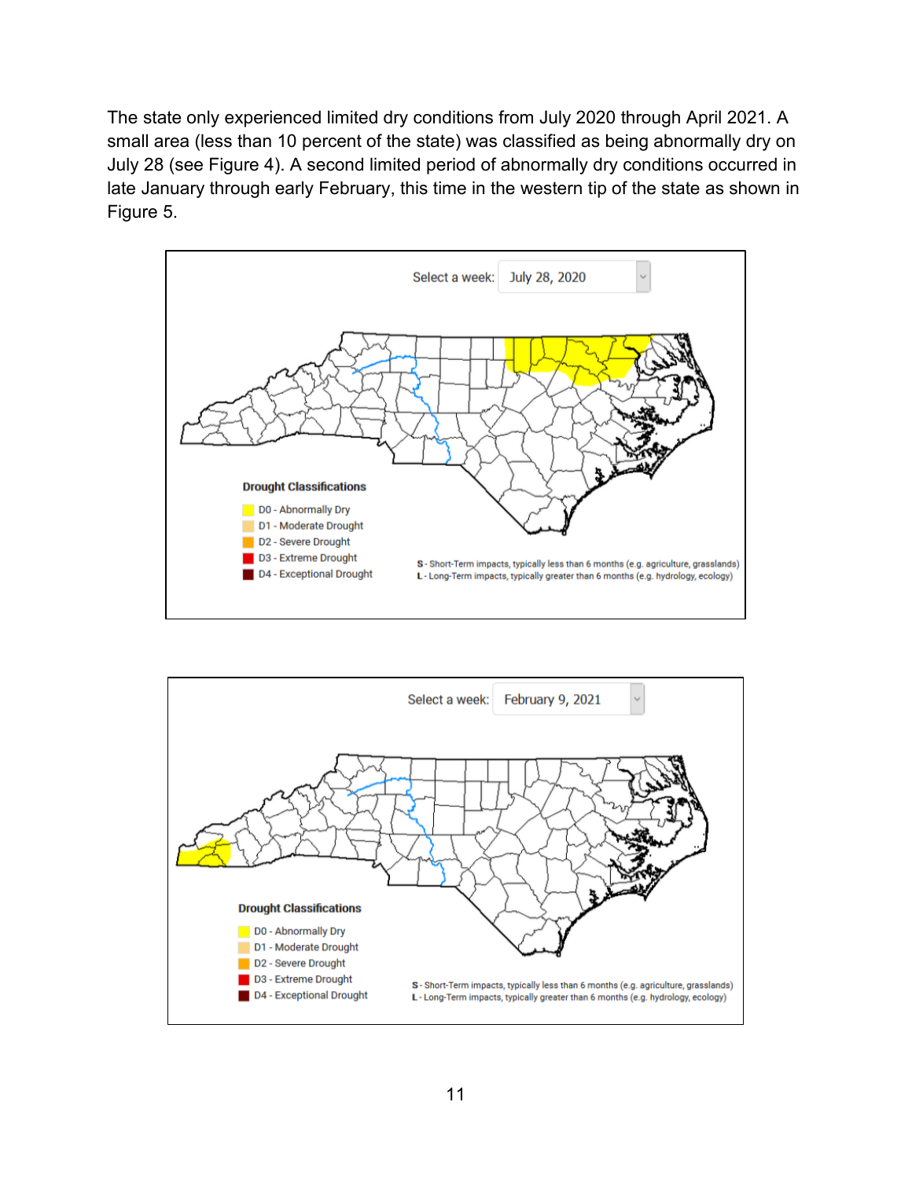The state only experienced limited dry conditions from July 2020 through April 2021. A small area (less than 10 percent of the state) was classified as being abnormally dry on July 28 (see Figure 4). A second limited period of abnormally dry conditions occurred in late January through early February, this time in the western tip of the state as shown in Figure 5.

Select a week: July 28, 2020

**Drought Classifications**

- D0 - Abnormally Dry
- D1 - Moderate Drought
- D2 - Severe Drought
- D3 - Extreme Drought
- D4 - Exceptional Drought

**S** - Short-Term impacts, typically less than 6 months (e.g. agriculture, grasslands)
**L** - Long-Term impacts, typically greater than 6 months (e.g. hydrology, ecology)

Select a week: February 9, 2021

**Drought Classifications**

- D0 - Abnormally Dry
- D1 - Moderate Drought
- D2 - Severe Drought
- D3 - Extreme Drought
- D4 - Exceptional Drought

**S** - Short-Term impacts, typically less than 6 months (e.g. agriculture, grasslands)
**L** - Long-Term impacts, typically greater than 6 months (e.g. hydrology, ecology)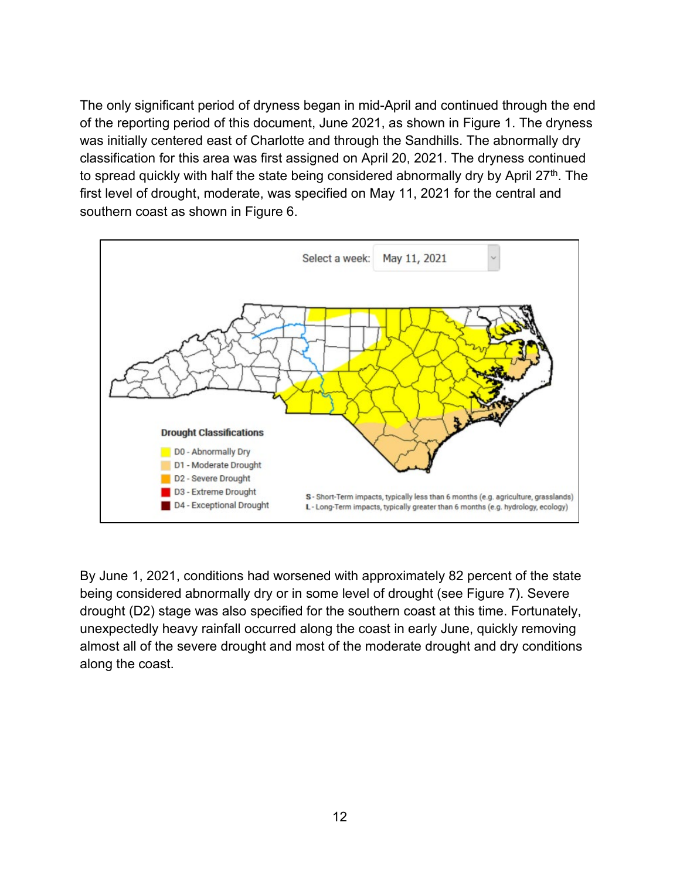The only significant period of dryness began in mid-April and continued through the end of the reporting period of this document, June 2021, as shown in Figure 1. The dryness was initially centered east of Charlotte and through the Sandhills. The abnormally dry classification for this area was first assigned on April 20, 2021. The dryness continued to spread quickly with half the state being considered abnormally dry by April 27th. The first level of drought, moderate, was specified on May 11, 2021 for the central and southern coast as shown in Figure 6.

By June 1, 2021, conditions had worsened with approximately 82 percent of the state being considered abnormally dry or in some level of drought (see Figure 7). Severe drought (D2) stage was also specified for the southern coast at this time. Fortunately, unexpectedly heavy rainfall occurred along the coast in early June, quickly removing almost all of the severe drought and most of the moderate drought and dry conditions along the coast.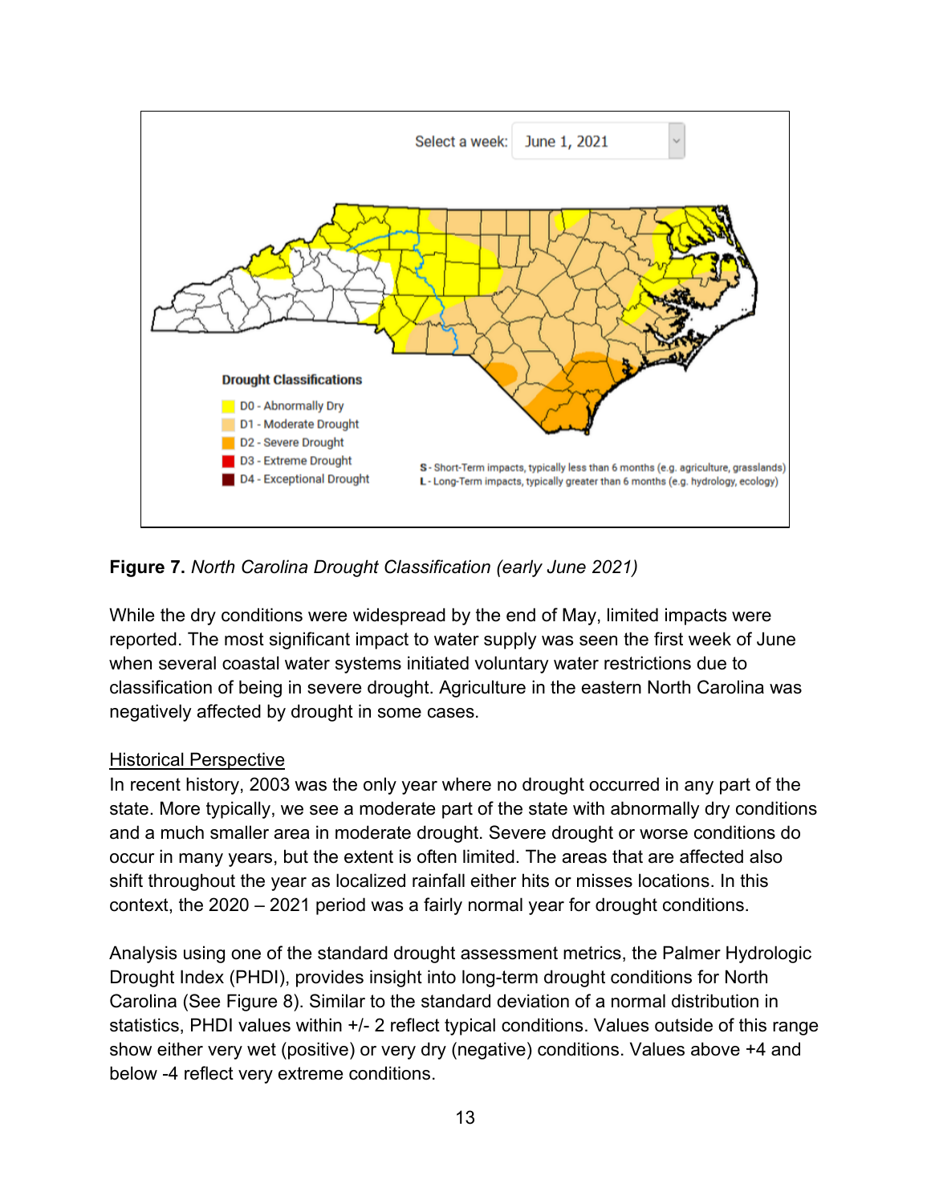**Figure 7.** *North Carolina Drought Classification (early June 2021)*

While the dry conditions were widespread by the end of May, limited impacts were reported. The most significant impact to water supply was seen the first week of June when several coastal water systems initiated voluntary water restrictions due to classification of being in severe drought. Agriculture in the eastern North Carolina was negatively affected by drought in some cases.

<u>Historical Perspective</u>

In recent history, 2003 was the only year where no drought occurred in any part of the state. More typically, we see a moderate part of the state with abnormally dry conditions and a much smaller area in moderate drought. Severe drought or worse conditions do occur in many years, but the extent is often limited. The areas that are affected also shift throughout the year as localized rainfall either hits or misses locations. In this context, the 2020 – 2021 period was a fairly normal year for drought conditions.

Analysis using one of the standard drought assessment metrics, the Palmer Hydrologic Drought Index (PHDI), provides insight into long-term drought conditions for North Carolina (See Figure 8). Similar to the standard deviation of a normal distribution in statistics, PHDI values within +/- 2 reflect typical conditions. Values outside of this range show either very wet (positive) or very dry (negative) conditions. Values above +4 and below -4 reflect very extreme conditions.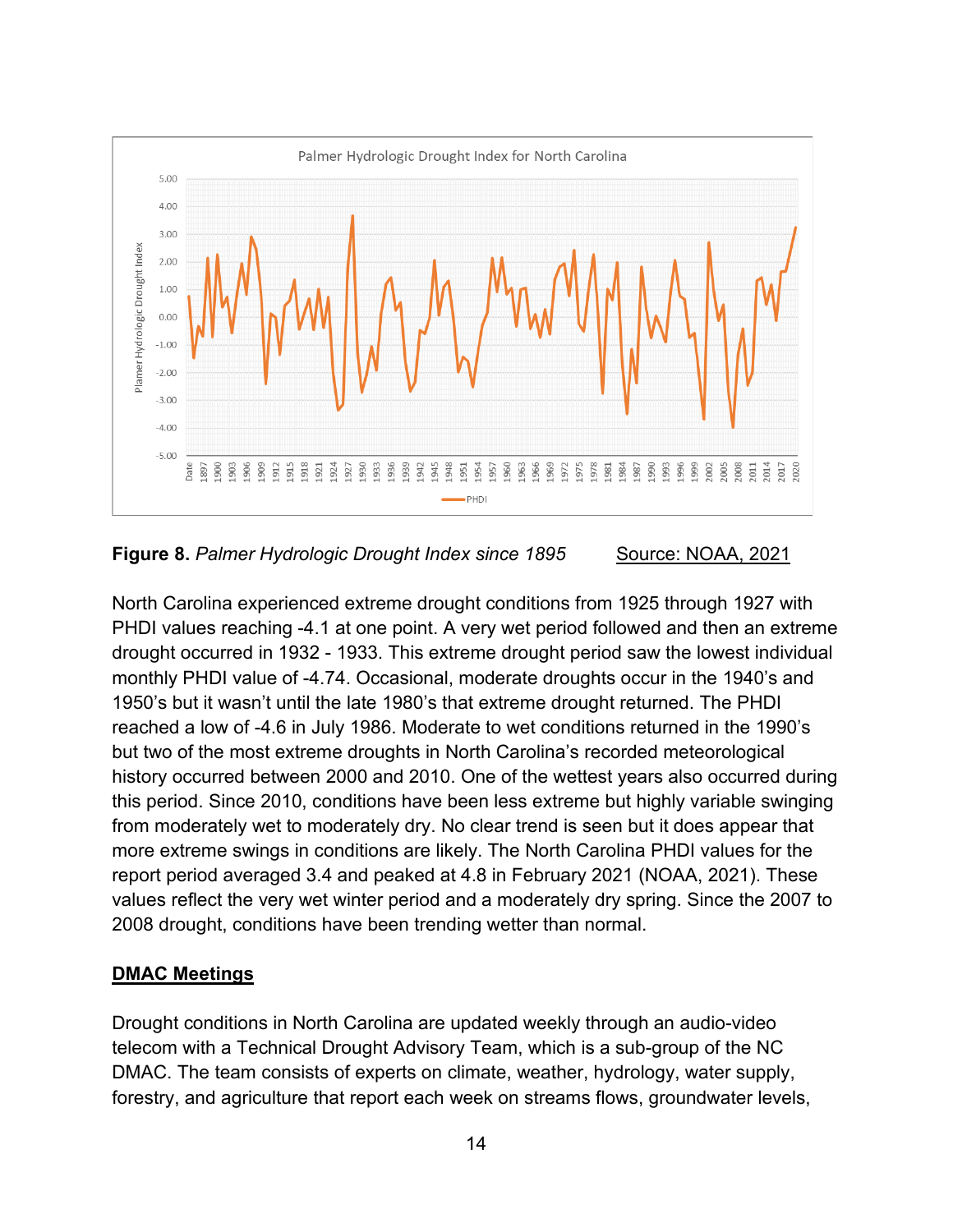**Figure 8.** *Palmer Hydrologic Drought Index since 1895* Source: NOAA, 2021

North Carolina experienced extreme drought conditions from 1925 through 1927 with PHDI values reaching -4.1 at one point. A very wet period followed and then an extreme drought occurred in 1932 - 1933. This extreme drought period saw the lowest individual monthly PHDI value of -4.74. Occasional, moderate droughts occur in the 1940's and 1950's but it wasn't until the late 1980's that extreme drought returned. The PHDI reached a low of -4.6 in July 1986. Moderate to wet conditions returned in the 1990's but two of the most extreme droughts in North Carolina's recorded meteorological history occurred between 2000 and 2010. One of the wettest years also occurred during this period. Since 2010, conditions have been less extreme but highly variable swinging from moderately wet to moderately dry. No clear trend is seen but it does appear that more extreme swings in conditions are likely. The North Carolina PHDI values for the report period averaged 3.4 and peaked at 4.8 in February 2021 (NOAA, 2021). These values reflect the very wet winter period and a moderately dry spring. Since the 2007 to 2008 drought, conditions have been trending wetter than normal.

## DMAC Meetings

Drought conditions in North Carolina are updated weekly through an audio-video telecom with a Technical Drought Advisory Team, which is a sub-group of the NC DMAC. The team consists of experts on climate, weather, hydrology, water supply, forestry, and agriculture that report each week on streams flows, groundwater levels,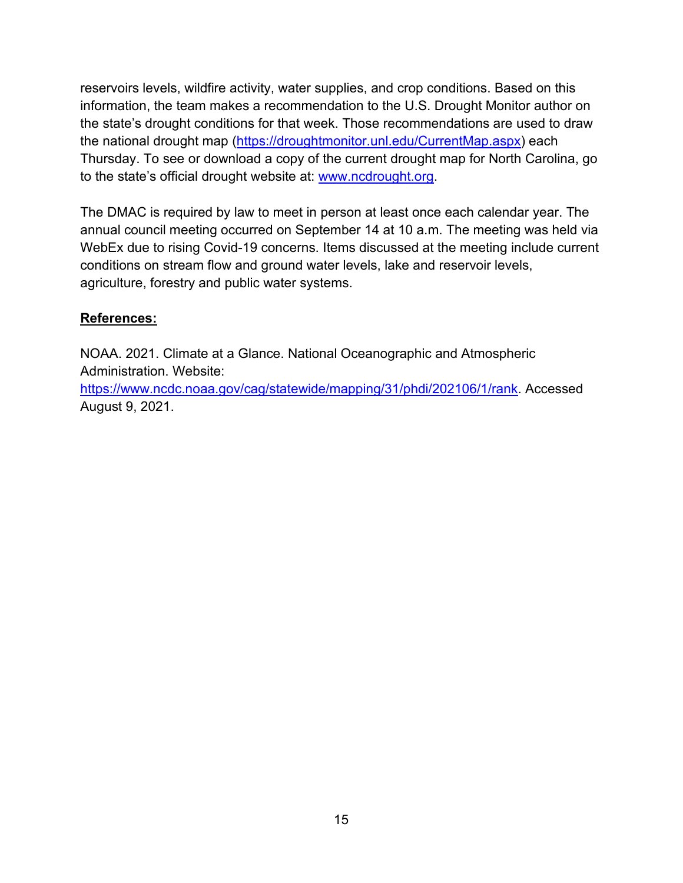reservoirs levels, wildfire activity, water supplies, and crop conditions. Based on this information, the team makes a recommendation to the U.S. Drought Monitor author on the state's drought conditions for that week. Those recommendations are used to draw the national drought map (https://droughtmonitor.unl.edu/CurrentMap.aspx) each Thursday. To see or download a copy of the current drought map for North Carolina, go to the state's official drought website at: www.ncdrought.org.

The DMAC is required by law to meet in person at least once each calendar year. The annual council meeting occurred on September 14 at 10 a.m. The meeting was held via WebEx due to rising Covid-19 concerns. Items discussed at the meeting include current conditions on stream flow and ground water levels, lake and reservoir levels, agriculture, forestry and public water systems.

**References:**

NOAA. 2021. Climate at a Glance. National Oceanographic and Atmospheric Administration. Website: https://www.ncdc.noaa.gov/cag/statewide/mapping/31/phdi/202106/1/rank. Accessed August 9, 2021.